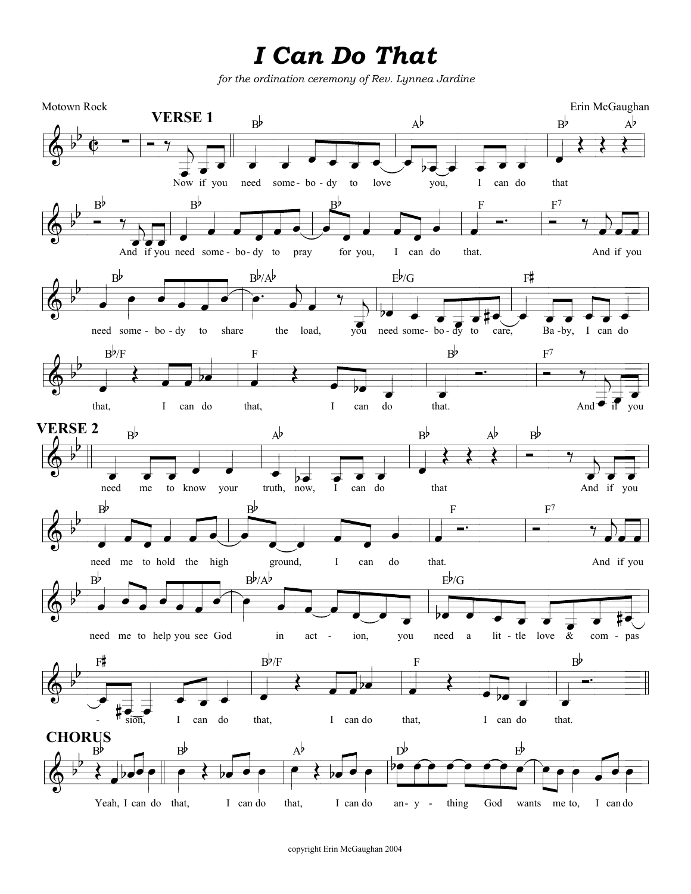# I Can Do That

*for the ordination ceremony of Rev. Lynnea Jardine*

Motown Rock

Erin McGaughan

**VERSE 1**

Now if you need some-bo-dy to love you, I can do that

And if you need some-bo-dy to pray for you, I can do that.

And if you need some-bo-dy to share the load, you need some-bo-dy to care, Ba-by, I can do

that, I can do that, I can do that.

And if you

**VERSE 2**

need me to know your truth, now, I can do that

And if you need me to hold the high ground, I can do that.

And if you need me to help you see God in act-ion, you need a lit-tle love & com-pas-sion, I can do that, I can do that, I can do that.

**CHORUS**

Yeah, I can do that, I can do that, I can do an-y-thing God wants me to, I can do

copyright Erin McGaughan 2004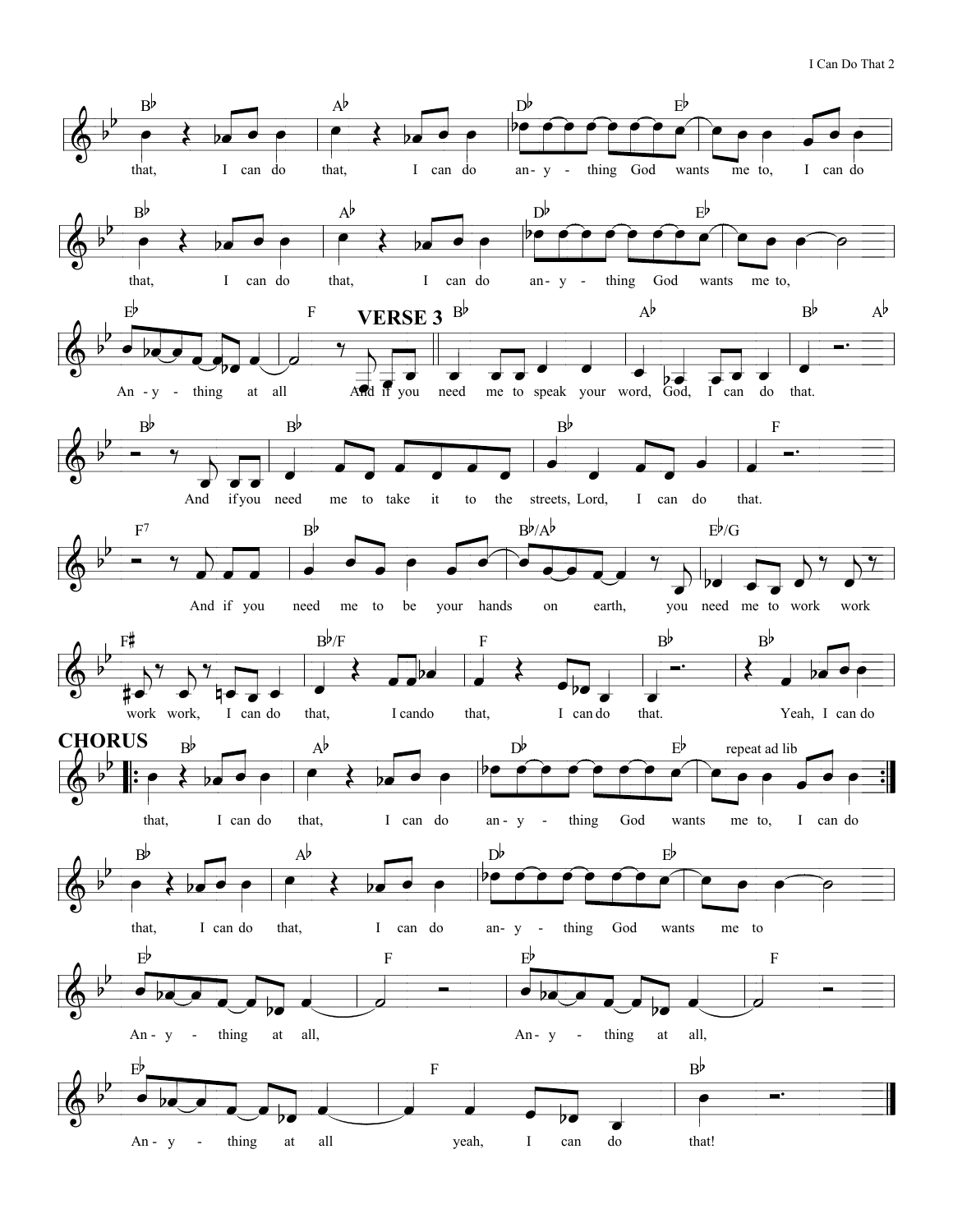that, I can do that, I can do an - y - thing God wants me to, I can do

that, I can do that, I can do an - y - thing God wants me to,

An - y - thing at all

**VERSE 3**

And if you need me to speak your word, God, I can do that.

And if you need me to take it to the streets, Lord, I can do that.

And if you need me to be your hands on earth, you need me to work work work work, I can do that, I can do that, I can do that.

Yeah, I can do

**CHORUS**

that, I can do that, I can do an - y - thing God wants me to, I can do

repeat ad lib

that, I can do that, I can do an - y - thing God wants me to

An - y - thing at all,

An - y - thing at all,

An - y - thing at all yeah, I can do that!